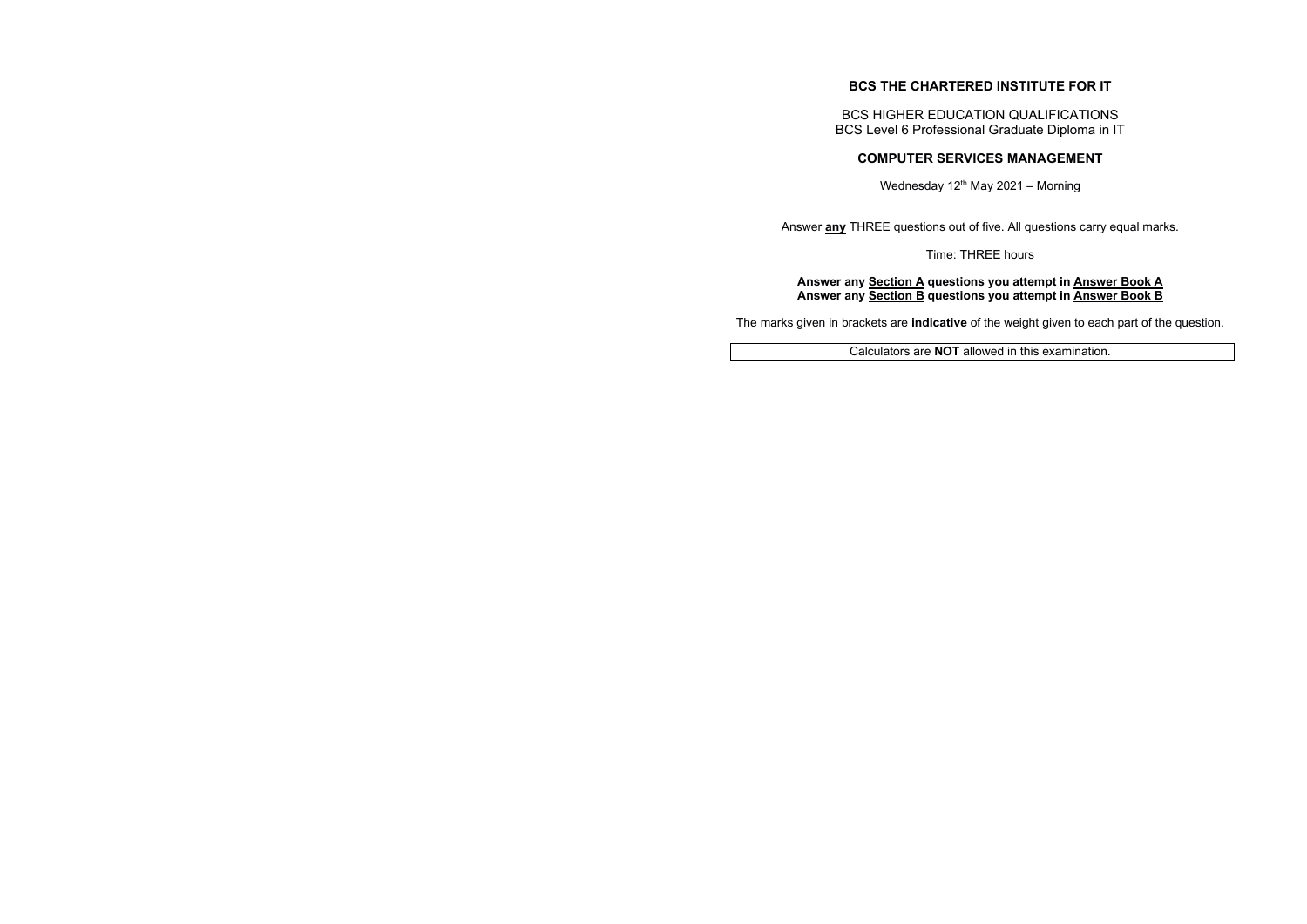# BCS THE CHARTERED INSTITUTE FOR IT

BCS HIGHER EDUCATION QUALIFICATIONS
BCS Level 6 Professional Graduate Diploma in IT

## COMPUTER SERVICES MANAGEMENT

Wednesday 12th May 2021 – Morning

Answer **any** THREE questions out of five. All questions carry equal marks.

Time: THREE hours

**Answer any Section A questions you attempt in Answer Book A**
**Answer any Section B questions you attempt in Answer Book B**

The marks given in brackets are **indicative** of the weight given to each part of the question.

Calculators are **NOT** allowed in this examination.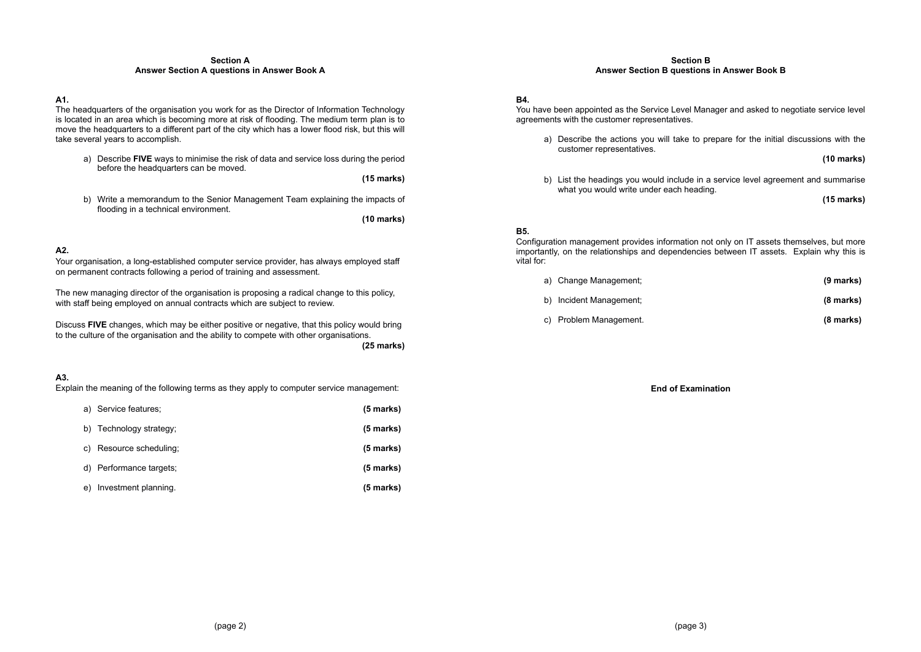## Section A
**Answer Section A questions in Answer Book A**

### A1.

The headquarters of the organisation you work for as the Director of Information Technology is located in an area which is becoming more at risk of flooding. The medium term plan is to move the headquarters to a different part of the city which has a lower flood risk, but this will take several years to accomplish.

a) Describe **FIVE** ways to minimise the risk of data and service loss during the period before the headquarters can be moved.

**(15 marks)**

b) Write a memorandum to the Senior Management Team explaining the impacts of flooding in a technical environment.

**(10 marks)**

### A2.

Your organisation, a long-established computer service provider, has always employed staff on permanent contracts following a period of training and assessment.

The new managing director of the organisation is proposing a radical change to this policy, with staff being employed on annual contracts which are subject to review.

Discuss **FIVE** changes, which may be either positive or negative, that this policy would bring to the culture of the organisation and the ability to compete with other organisations.

**(25 marks)**

### A3.

Explain the meaning of the following terms as they apply to computer service management:

a) Service features; **(5 marks)**

b) Technology strategy; **(5 marks)**

c) Resource scheduling; **(5 marks)**

d) Performance targets; **(5 marks)**

e) Investment planning. **(5 marks)**

## Section B
**Answer Section B questions in Answer Book B**

### B4.

You have been appointed as the Service Level Manager and asked to negotiate service level agreements with the customer representatives.

a) Describe the actions you will take to prepare for the initial discussions with the customer representatives.

**(10 marks)**

b) List the headings you would include in a service level agreement and summarise what you would write under each heading.

**(15 marks)**

### B5.

Configuration management provides information not only on IT assets themselves, but more importantly, on the relationships and dependencies between IT assets. Explain why this is vital for:

a) Change Management; **(9 marks)**

b) Incident Management; **(8 marks)**

c) Problem Management. **(8 marks)**

**End of Examination**